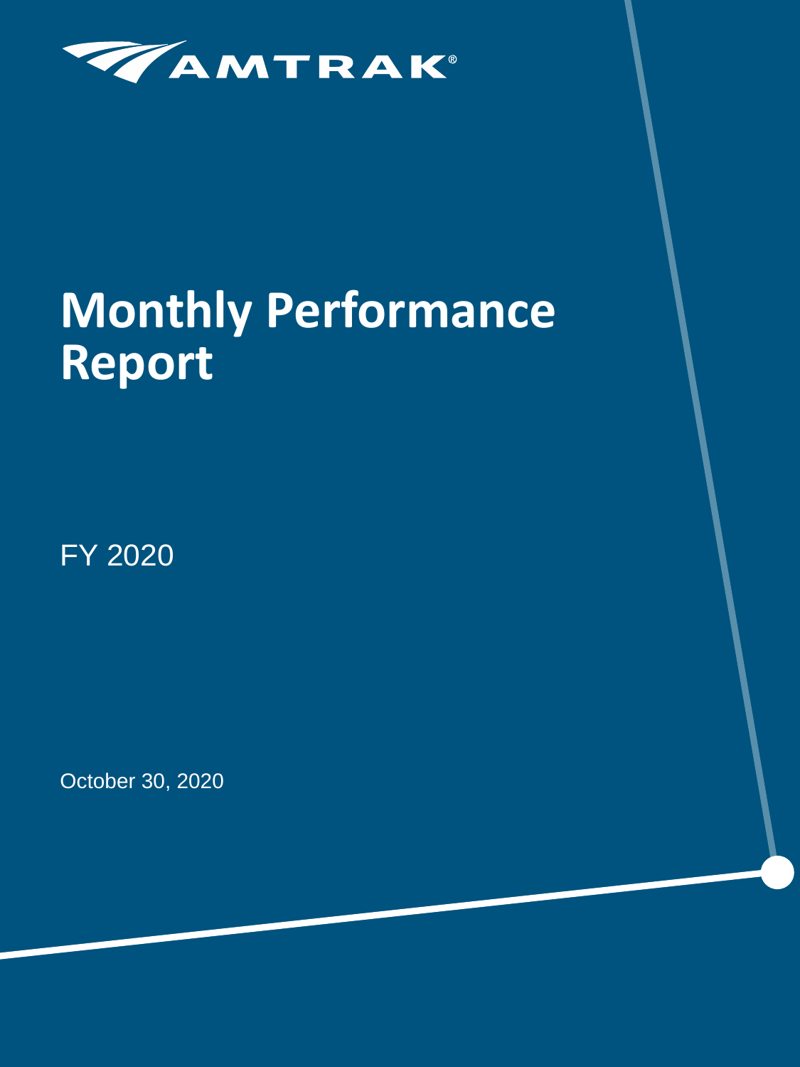AMTRAK®

# Monthly Performance Report

FY 2020

October 30, 2020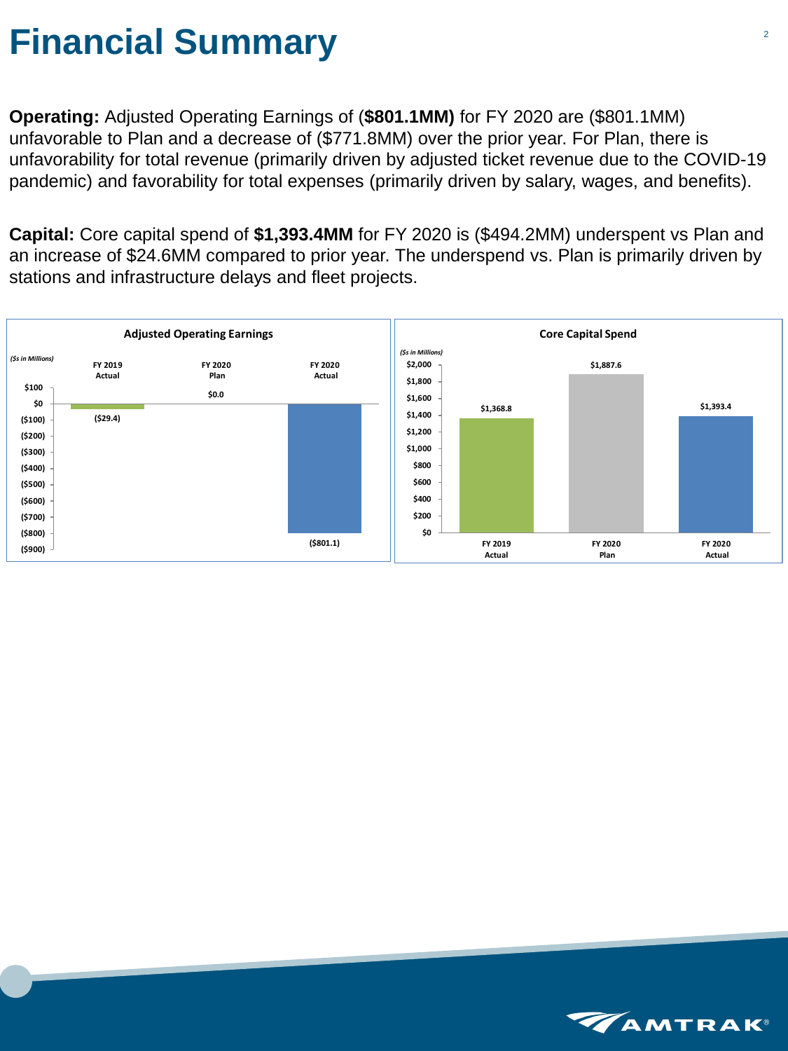# Financial Summary

**Operating:** Adjusted Operating Earnings of (**$801.1MM)** for FY 2020 are ($801.1MM) unfavorable to Plan and a decrease of ($771.8MM) over the prior year. For Plan, there is unfavorability for total revenue (primarily driven by adjusted ticket revenue due to the COVID-19 pandemic) and favorability for total expenses (primarily driven by salary, wages, and benefits).

**Capital:** Core capital spend of **$1,393.4MM** for FY 2020 is ($494.2MM) underspent vs Plan and an increase of $24.6MM compared to prior year. The underspend vs. Plan is primarily driven by stations and infrastructure delays and fleet projects.

**Adjusted Operating Earnings**

*($s in Millions)*

| FY 2019 Actual | FY 2020 Plan | FY 2020 Actual |
|---|---|---|
| ($29.4) | $0.0 | ($801.1) |

**Core Capital Spend**

*($s in Millions)*

| FY 2019 Actual | FY 2020 Plan | FY 2020 Actual |
|---|---|---|
| $1,368.8 | $1,887.6 | $1,393.4 |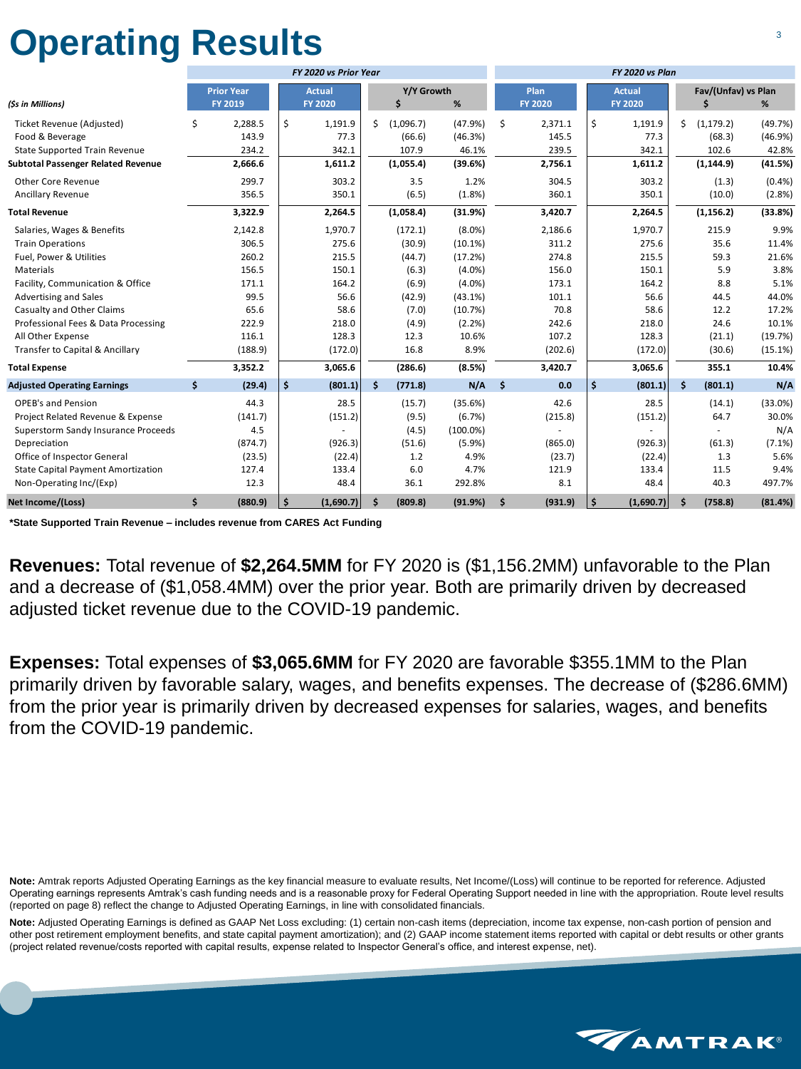# Operating Results

| ($s in Millions) | FY 2020 vs Prior Year | | | | FY 2020 vs Plan | | | |
|---|---|---|---|---|---|---|---|---|
| | Prior Year FY 2019 | Actual FY 2020 | Y/Y Growth $ | Y/Y Growth % | Plan FY 2020 | Actual FY 2020 | Fav/(Unfav) vs Plan $ | Fav/(Unfav) vs Plan % |
| Ticket Revenue (Adjusted) | $ 2,288.5 | $ 1,191.9 | $ (1,096.7) | (47.9%) | $ 2,371.1 | $ 1,191.9 | $ (1,179.2) | (49.7%) |
| Food & Beverage | 143.9 | 77.3 | (66.6) | (46.3%) | 145.5 | 77.3 | (68.3) | (46.9%) |
| State Supported Train Revenue | 234.2 | 342.1 | 107.9 | 46.1% | 239.5 | 342.1 | 102.6 | 42.8% |
| **Subtotal Passenger Related Revenue** | **2,666.6** | **1,611.2** | **(1,055.4)** | **(39.6%)** | **2,756.1** | **1,611.2** | **(1,144.9)** | **(41.5%)** |
| Other Core Revenue | 299.7 | 303.2 | 3.5 | 1.2% | 304.5 | 303.2 | (1.3) | (0.4%) |
| Ancillary Revenue | 356.5 | 350.1 | (6.5) | (1.8%) | 360.1 | 350.1 | (10.0) | (2.8%) |
| **Total Revenue** | **3,322.9** | **2,264.5** | **(1,058.4)** | **(31.9%)** | **3,420.7** | **2,264.5** | **(1,156.2)** | **(33.8%)** |
| Salaries, Wages & Benefits | 2,142.8 | 1,970.7 | (172.1) | (8.0%) | 2,186.6 | 1,970.7 | 215.9 | 9.9% |
| Train Operations | 306.5 | 275.6 | (30.9) | (10.1%) | 311.2 | 275.6 | 35.6 | 11.4% |
| Fuel, Power & Utilities | 260.2 | 215.5 | (44.7) | (17.2%) | 274.8 | 215.5 | 59.3 | 21.6% |
| Materials | 156.5 | 150.1 | (6.3) | (4.0%) | 156.0 | 150.1 | 5.9 | 3.8% |
| Facility, Communication & Office | 171.1 | 164.2 | (6.9) | (4.0%) | 173.1 | 164.2 | 8.8 | 5.1% |
| Advertising and Sales | 99.5 | 56.6 | (42.9) | (43.1%) | 101.1 | 56.6 | 44.5 | 44.0% |
| Casualty and Other Claims | 65.6 | 58.6 | (7.0) | (10.7%) | 70.8 | 58.6 | 12.2 | 17.2% |
| Professional Fees & Data Processing | 222.9 | 218.0 | (4.9) | (2.2%) | 242.6 | 218.0 | 24.6 | 10.1% |
| All Other Expense | 116.1 | 128.3 | 12.3 | 10.6% | 107.2 | 128.3 | (21.1) | (19.7%) |
| Transfer to Capital & Ancillary | (188.9) | (172.0) | 16.8 | 8.9% | (202.6) | (172.0) | (30.6) | (15.1%) |
| **Total Expense** | **3,352.2** | **3,065.6** | **(286.6)** | **(8.5%)** | **3,420.7** | **3,065.6** | **355.1** | **10.4%** |
| **Adjusted Operating Earnings** | **$ (29.4)** | **$ (801.1)** | **$ (771.8)** | **N/A** | **$ 0.0** | **$ (801.1)** | **$ (801.1)** | **N/A** |
| OPEB's and Pension | 44.3 | 28.5 | (15.7) | (35.6%) | 42.6 | 28.5 | (14.1) | (33.0%) |
| Project Related Revenue & Expense | (141.7) | (151.2) | (9.5) | (6.7%) | (215.8) | (151.2) | 64.7 | 30.0% |
| Superstorm Sandy Insurance Proceeds | 4.5 | - | (4.5) | (100.0%) | - | - | - | N/A |
| Depreciation | (874.7) | (926.3) | (51.6) | (5.9%) | (865.0) | (926.3) | (61.3) | (7.1%) |
| Office of Inspector General | (23.5) | (22.4) | 1.2 | 4.9% | (23.7) | (22.4) | 1.3 | 5.6% |
| State Capital Payment Amortization | 127.4 | 133.4 | 6.0 | 4.7% | 121.9 | 133.4 | 11.5 | 9.4% |
| Non-Operating Inc/(Exp) | 12.3 | 48.4 | 36.1 | 292.8% | 8.1 | 48.4 | 40.3 | 497.7% |
| **Net Income/(Loss)** | **$ (880.9)** | **$ (1,690.7)** | **$ (809.8)** | **(91.9%)** | **$ (931.9)** | **$ (1,690.7)** | **$ (758.8)** | **(81.4%)** |

***State Supported Train Revenue – includes revenue from CARES Act Funding**

**Revenues:** Total revenue of **$2,264.5MM** for FY 2020 is ($1,156.2MM) unfavorable to the Plan and a decrease of ($1,058.4MM) over the prior year. Both are primarily driven by decreased adjusted ticket revenue due to the COVID-19 pandemic.

**Expenses:** Total expenses of **$3,065.6MM** for FY 2020 are favorable $355.1MM to the Plan primarily driven by favorable salary, wages, and benefits expenses. The decrease of ($286.6MM) from the prior year is primarily driven by decreased expenses for salaries, wages, and benefits from the COVID-19 pandemic.

**Note:** Amtrak reports Adjusted Operating Earnings as the key financial measure to evaluate results, Net Income/(Loss) will continue to be reported for reference. Adjusted Operating earnings represents Amtrak's cash funding needs and is a reasonable proxy for Federal Operating Support needed in line with the appropriation. Route level results (reported on page 8) reflect the change to Adjusted Operating Earnings, in line with consolidated financials.

**Note:** Adjusted Operating Earnings is defined as GAAP Net Loss excluding: (1) certain non-cash items (depreciation, income tax expense, non-cash portion of pension and other post retirement employment benefits, and state capital payment amortization); and (2) GAAP income statement items reported with capital or debt results or other grants (project related revenue/costs reported with capital results, expense related to Inspector General's office, and interest expense, net).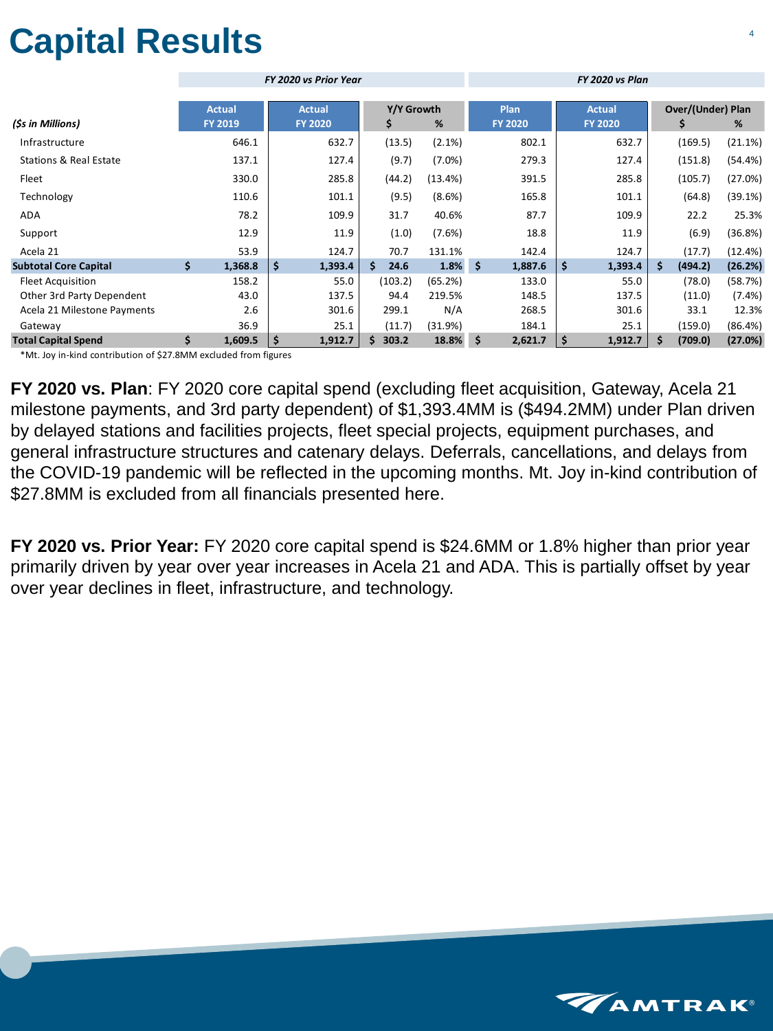# Capital Results

| ($s in Millions) | FY 2020 vs Prior Year | | | | FY 2020 vs Plan | | | |
|---|---|---|---|---|---|---|---|---|
| | Actual FY 2019 | Actual FY 2020 | Y/Y Growth $ | Y/Y Growth % | Plan FY 2020 | Actual FY 2020 | Over/(Under) Plan $ | Over/(Under) Plan % |
| Infrastructure | 646.1 | 632.7 | (13.5) | (2.1%) | 802.1 | 632.7 | (169.5) | (21.1%) |
| Stations & Real Estate | 137.1 | 127.4 | (9.7) | (7.0%) | 279.3 | 127.4 | (151.8) | (54.4%) |
| Fleet | 330.0 | 285.8 | (44.2) | (13.4%) | 391.5 | 285.8 | (105.7) | (27.0%) |
| Technology | 110.6 | 101.1 | (9.5) | (8.6%) | 165.8 | 101.1 | (64.8) | (39.1%) |
| ADA | 78.2 | 109.9 | 31.7 | 40.6% | 87.7 | 109.9 | 22.2 | 25.3% |
| Support | 12.9 | 11.9 | (1.0) | (7.6%) | 18.8 | 11.9 | (6.9) | (36.8%) |
| Acela 21 | 53.9 | 124.7 | 70.7 | 131.1% | 142.4 | 124.7 | (17.7) | (12.4%) |
| **Subtotal Core Capital** | **$ 1,368.8** | **$ 1,393.4** | **$ 24.6** | **1.8%** | **$ 1,887.6** | **$ 1,393.4** | **$ (494.2)** | **(26.2%)** |
| Fleet Acquisition | 158.2 | 55.0 | (103.2) | (65.2%) | 133.0 | 55.0 | (78.0) | (58.7%) |
| Other 3rd Party Dependent | 43.0 | 137.5 | 94.4 | 219.5% | 148.5 | 137.5 | (11.0) | (7.4%) |
| Acela 21 Milestone Payments | 2.6 | 301.6 | 299.1 | N/A | 268.5 | 301.6 | 33.1 | 12.3% |
| Gateway | 36.9 | 25.1 | (11.7) | (31.9%) | 184.1 | 25.1 | (159.0) | (86.4%) |
| **Total Capital Spend** | **$ 1,609.5** | **$ 1,912.7** | **$ 303.2** | **18.8%** | **$ 2,621.7** | **$ 1,912.7** | **$ (709.0)** | **(27.0%)** |

*Mt. Joy in-kind contribution of $27.8MM excluded from figures

**FY 2020 vs. Plan**: FY 2020 core capital spend (excluding fleet acquisition, Gateway, Acela 21 milestone payments, and 3rd party dependent) of $1,393.4MM is ($494.2MM) under Plan driven by delayed stations and facilities projects, fleet special projects, equipment purchases, and general infrastructure structures and catenary delays. Deferrals, cancellations, and delays from the COVID-19 pandemic will be reflected in the upcoming months. Mt. Joy in-kind contribution of $27.8MM is excluded from all financials presented here.

**FY 2020 vs. Prior Year:** FY 2020 core capital spend is $24.6MM or 1.8% higher than prior year primarily driven by year over year increases in Acela 21 and ADA. This is partially offset by year over year declines in fleet, infrastructure, and technology.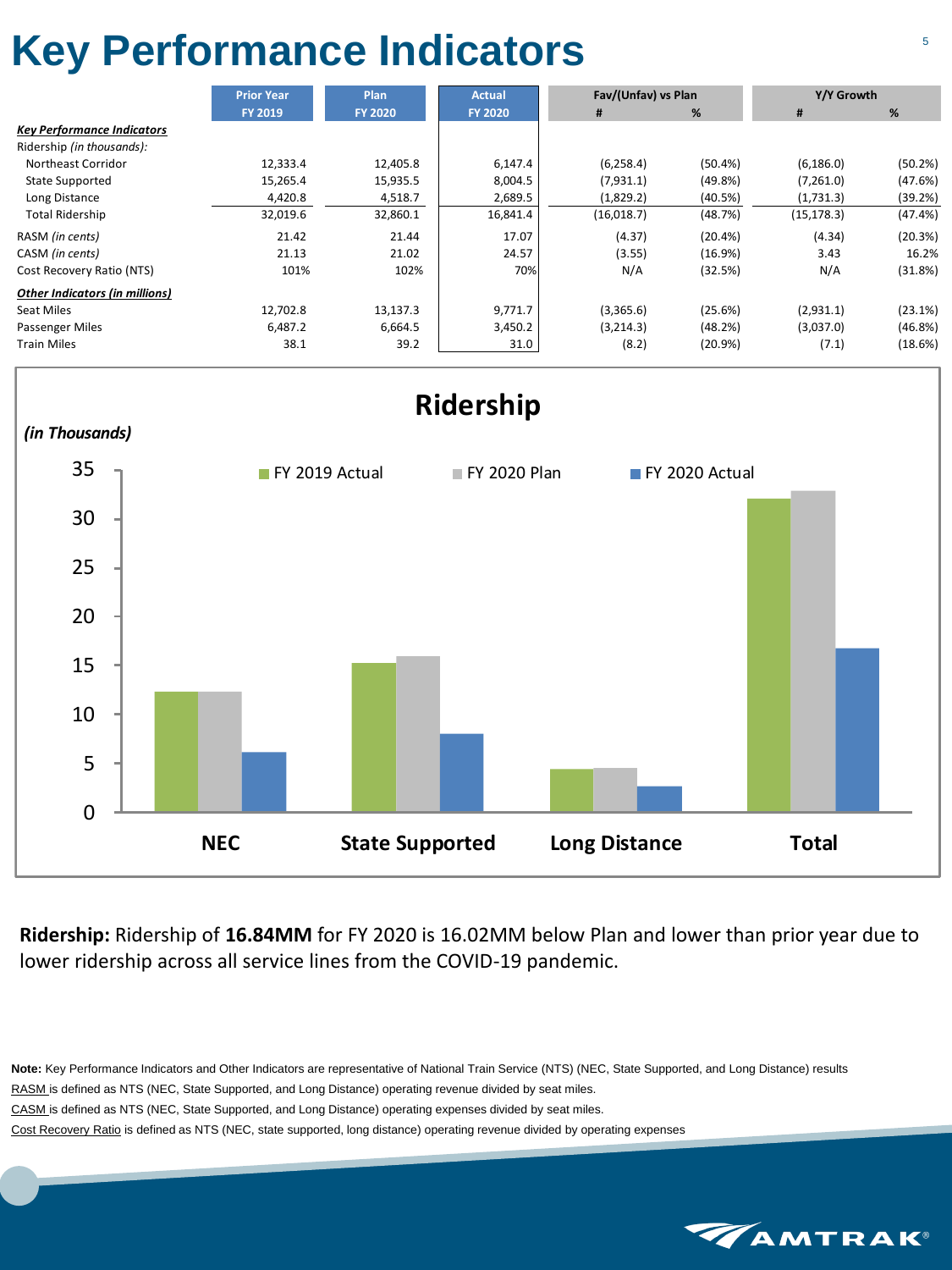# Key Performance Indicators

| | Prior Year FY 2019 | Plan FY 2020 | Actual FY 2020 | Fav/(Unfav) vs Plan # | Fav/(Unfav) vs Plan % | Y/Y Growth # | Y/Y Growth % |
|---|---|---|---|---|---|---|---|
| ***Key Performance Indicators*** | | | | | | | |
| Ridership *(in thousands)*: | | | | | | | |
| Northeast Corridor | 12,333.4 | 12,405.8 | 6,147.4 | (6,258.4) | (50.4%) | (6,186.0) | (50.2%) |
| State Supported | 15,265.4 | 15,935.5 | 8,004.5 | (7,931.1) | (49.8%) | (7,261.0) | (47.6%) |
| Long Distance | 4,420.8 | 4,518.7 | 2,689.5 | (1,829.2) | (40.5%) | (1,731.3) | (39.2%) |
| Total Ridership | 32,019.6 | 32,860.1 | 16,841.4 | (16,018.7) | (48.7%) | (15,178.3) | (47.4%) |
| RASM *(in cents)* | 21.42 | 21.44 | 17.07 | (4.37) | (20.4%) | (4.34) | (20.3%) |
| CASM *(in cents)* | 21.13 | 21.02 | 24.57 | (3.55) | (16.9%) | 3.43 | 16.2% |
| Cost Recovery Ratio (NTS) | 101% | 102% | 70% | N/A | (32.5%) | N/A | (31.8%) |
| ***Other Indicators (in millions)*** | | | | | | | |
| Seat Miles | 12,702.8 | 13,137.3 | 9,771.7 | (3,365.6) | (25.6%) | (2,931.1) | (23.1%) |
| Passenger Miles | 6,487.2 | 6,664.5 | 3,450.2 | (3,214.3) | (48.2%) | (3,037.0) | (46.8%) |
| Train Miles | 38.1 | 39.2 | 31.0 | (8.2) | (20.9%) | (7.1) | (18.6%) |

## Ridership

*(in Thousands)*

| | FY 2019 Actual | FY 2020 Plan | FY 2020 Actual |
|---|---|---|---|
| NEC | 12.3 | 12.4 | 6.1 |
| State Supported | 15.3 | 15.9 | 8.0 |
| Long Distance | 4.4 | 4.5 | 2.7 |
| Total | 32.0 | 32.9 | 16.8 |

**Ridership:** Ridership of **16.84MM** for FY 2020 is 16.02MM below Plan and lower than prior year due to lower ridership across all service lines from the COVID-19 pandemic.

**Note:** Key Performance Indicators and Other Indicators are representative of National Train Service (NTS) (NEC, State Supported, and Long Distance) results

RASM is defined as NTS (NEC, State Supported, and Long Distance) operating revenue divided by seat miles.

CASM is defined as NTS (NEC, State Supported, and Long Distance) operating expenses divided by seat miles.

Cost Recovery Ratio is defined as NTS (NEC, state supported, long distance) operating revenue divided by operating expenses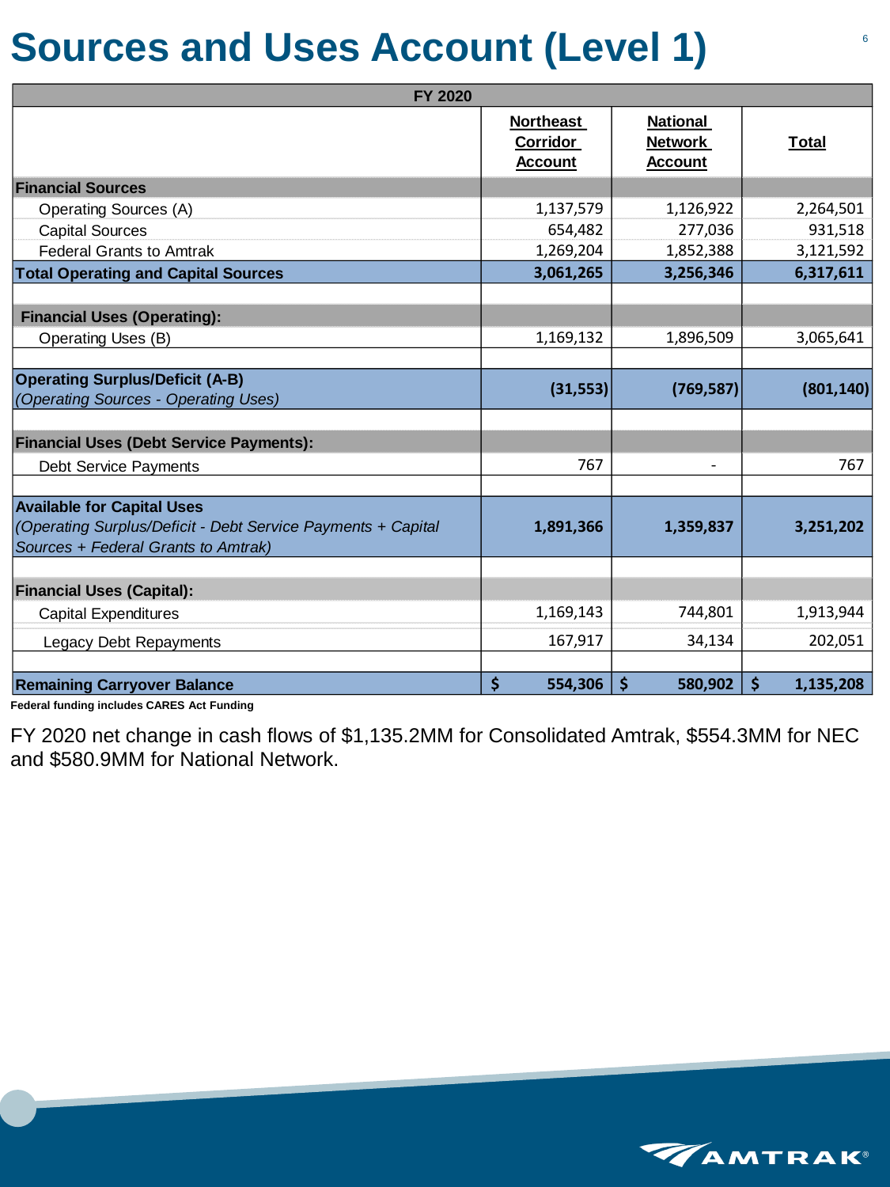# Sources and Uses Account (Level 1)

| FY 2020 | | | |
|---|---|---|---|
| | Northeast Corridor Account | National Network Account | Total |
| **Financial Sources** | | | |
| Operating Sources (A) | 1,137,579 | 1,126,922 | 2,264,501 |
| Capital Sources | 654,482 | 277,036 | 931,518 |
| Federal Grants to Amtrak | 1,269,204 | 1,852,388 | 3,121,592 |
| **Total Operating and Capital Sources** | **3,061,265** | **3,256,346** | **6,317,611** |
| | | | |
| **Financial Uses (Operating):** | | | |
| Operating Uses (B) | 1,169,132 | 1,896,509 | 3,065,641 |
| | | | |
| **Operating Surplus/Deficit (A-B)** *(Operating Sources - Operating Uses)* | **(31,553)** | **(769,587)** | **(801,140)** |
| | | | |
| **Financial Uses (Debt Service Payments):** | | | |
| Debt Service Payments | 767 | - | 767 |
| | | | |
| **Available for Capital Uses** *(Operating Surplus/Deficit - Debt Service Payments + Capital Sources + Federal Grants to Amtrak)* | **1,891,366** | **1,359,837** | **3,251,202** |
| | | | |
| **Financial Uses (Capital):** | | | |
| Capital Expenditures | 1,169,143 | 744,801 | 1,913,944 |
| Legacy Debt Repayments | 167,917 | 34,134 | 202,051 |
| | | | |
| **Remaining Carryover Balance** | **$ 554,306** | **$ 580,902** | **$ 1,135,208** |

**Federal funding includes CARES Act Funding**

FY 2020 net change in cash flows of $1,135.2MM for Consolidated Amtrak, $554.3MM for NEC and $580.9MM for National Network.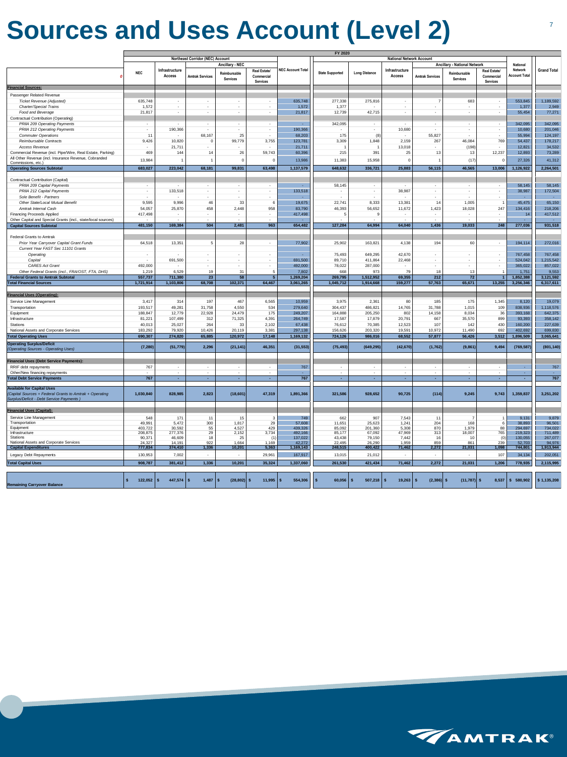# Sources and Uses Account (Level 2)

| FY 2020 | | | | | | | | | | | | | | | |
|---|---|---|---|---|---|---|---|---|---|---|---|---|---|---|---|
| | Northeast Corridor (NEC) Account | | | | | | | National Network Account | | | | | | | |
| | | | Ancillary - NEC | | | | | | | | Ancillary - National Network | | | | |
| 0 | NEC | Infrastructure Access | Amtrak Services | Reimbursable Services | Real Estate/ Commercial Services | NEC Account Total | State Supported | Long Distance | Infrastructure Access | Amtrak Services | Reimbursable Services | Real Estate/ Commercial Services | National Network Account Total | Grand Total |
| **Financial Sources:** | | | | | | | | | | | | | | |
| Passenger Related Revenue | | | | | | | | | | | | | | |
| *Ticket Revenue (Adjusted)* | 635,748 | - | - | - | - | 635,748 | 277,338 | 275,816 | - | 7 | 683 | - | 553,845 | 1,189,592 |
| *Charter/Special Trains* | 1,572 | - | - | - | - | 1,572 | 1,377 | - | - | - | - | - | 1,377 | 2,949 |
| *Food and Beverage* | 21,817 | - | - | - | - | 21,817 | 12,739 | 42,715 | - | - | - | - | 55,454 | 77,271 |
| Contractual Contribution (Operating) | | | | | | | | | | | | | | |
| *PRIIA 209 Operating Payments* | - | - | - | - | - | - | 342,095 | - | - | - | - | - | 342,095 | 342,095 |
| *PRIIA 212 Operating Payments* | - | 190,366 | - | - | - | 190,366 | - | - | 10,680 | - | - | - | 10,680 | 201,046 |
| *Commuter Operations* | 11 | - | 68,167 | 25 | - | 68,203 | 175 | (8) | - | 55,827 | - | - | 55,994 | 124,197 |
| *Reimbursable Contracts* | 9,426 | 10,820 | 0 | 99,779 | 3,755 | 123,781 | 3,309 | 1,848 | 2,159 | 267 | 46,084 | 769 | 54,437 | 178,217 |
| *Access Revenue* | - | 21,711 | - | - | - | 21,711 | 1 | 1 | 13,018 | - | (198) | - | 12,821 | 34,532 |
| Commercial Revenue (incl. Pipe/Wire, Real Estate, Parking) | 469 | 144 | 14 | 26 | 59,743 | 60,396 | 215 | 391 | 25 | 13 | 13 | 12,237 | 12,893 | 73,289 |
| All Other Revenue (incl. Insurance Revenue, Cobranded Commissions, etc.) | 13,984 | 1 | 1 | 0 | 0 | 13,986 | 11,383 | 15,958 | 0 | 1 | (17) | 0 | 27,326 | 41,312 |
| **Operating Sources Subtotal** | **683,027** | **223,042** | **68,181** | **99,831** | **63,498** | **1,137,579** | **648,632** | **336,721** | **25,883** | **56,115** | **46,565** | **13,006** | **1,126,922** | **2,264,501** |
| Contractual Contribution (Capital) | | | | | | | | | | | | | | |
| *PRIIA 209 Capital Payments* | - | - | - | - | - | - | 58,145 | - | - | - | - | - | 58,145 | 58,145 |
| *PRIIA 212 Capital Payments* | - | 133,518 | - | - | - | 133,518 | - | - | 38,987 | - | - | - | 38,987 | 172,504 |
| *Sole Benefit - Partners* | - | - | - | - | - | - | - | - | - | - | - | - | - | - |
| *Other State/Local Mutual Benefit* | 9,595 | 9,996 | 46 | 33 | 6 | 19,675 | 22,741 | 8,333 | 13,381 | 14 | 1,005 | 1 | 45,475 | 65,150 |
| *Amtrak Internal Cash* | 54,057 | 25,870 | 458 | 2,448 | 958 | 83,790 | 46,393 | 56,652 | 11,672 | 1,423 | 18,028 | 247 | 134,416 | 218,206 |
| Financing Proceeds Applied | 417,498 | - | - | - | - | 417,498 | 5 | 9 | - | - | - | - | 14 | 417,512 |
| Other Capital and Special Grants (incl., state/local sources) | - | - | - | - | - | - | - | - | - | - | - | - | - | - |
| **Capital Sources Subtotal** | **481,150** | **169,384** | **504** | **2,481** | **963** | **654,482** | **127,284** | **64,994** | **64,040** | **1,436** | **19,033** | **248** | **277,036** | **931,518** |
| Federal Grants to Amtrak | | | | | | | | | | | | | | |
| *Prior Year Carryover Capital Grant Funds* | 64,518 | 13,351 | 5 | 28 | - | 77,902 | 25,902 | 163,821 | 4,138 | 194 | 60 | - | 194,114 | 272,016 |
| *Current Year FAST Sec 11101 Grants* | | | | | | | | | | | | | | |
| *Operating* | - | - | - | - | - | - | 75,493 | 649,295 | 42,670 | - | - | - | 767,458 | 767,458 |
| *Capital* | - | 691,500 | - | - | - | 691,500 | 89,710 | 411,864 | 22,468 | - | - | - | 524,042 | 1,215,542 |
| *CARES Act Grant* | 492,000 | - | - | - | - | 492,000 | 78,022 | 287,000 | - | - | - | - | 365,022 | 857,022 |
| *Other Federal Grants (incl., FRA/OST, FTA, DHS)* | 1,219 | 6,529 | 19 | 31 | 5 | 7,802 | 668 | 973 | 79 | 18 | 13 | 1 | 1,751 | 9,553 |
| **Federal Grants to Amtrak Subtotal** | **557,737** | **711,380** | **23** | **58** | **5** | **1,269,204** | **269,795** | **1,512,952** | **69,355** | **212** | **72** | **1** | **1,852,388** | **3,121,592** |
| **Total Financial Sources** | **1,721,914** | **1,103,806** | **68,708** | **102,371** | **64,467** | **3,061,265** | **1,045,712** | **1,914,668** | **159,277** | **57,763** | **65,671** | **13,255** | **3,256,346** | **6,317,611** |
| **Financial Uses (Operating):** | | | | | | | | | | | | | | |
| Service Line Management | 3,417 | 314 | 197 | 467 | 6,565 | 10,959 | 3,975 | 2,361 | 80 | 185 | 175 | 1,345 | 8,120 | 19,079 |
| Transportation | 193,517 | 49,281 | 31,758 | 4,550 | 534 | 279,640 | 304,437 | 486,821 | 14,765 | 31,788 | 1,015 | 109 | 838,936 | 1,118,576 |
| Equipment | 188,847 | 12,779 | 22,928 | 24,479 | 175 | 249,207 | 164,888 | 205,250 | 802 | 14,158 | 8,034 | 36 | 393,168 | 642,375 |
| Infrastructure | 81,221 | 107,499 | 312 | 71,325 | 4,391 | 264,749 | 17,587 | 17,879 | 20,791 | 667 | 35,570 | 899 | 93,393 | 358,142 |
| Stations | 40,013 | 25,027 | 264 | 33 | 2,102 | 67,438 | 76,612 | 70,385 | 12,523 | 107 | 142 | 430 | 160,200 | 227,639 |
| National Assets and Corporate Services | 183,292 | 79,920 | 10,426 | 20,119 | 3,381 | 297,138 | 156,626 | 203,320 | 19,591 | 10,972 | 11,490 | 692 | 402,692 | 699,830 |
| **Total Operating Uses** | **690,307** | **274,820** | **65,885** | **120,972** | **17,148** | **1,169,132** | **724,126** | **986,016** | **68,552** | **57,877** | **56,426** | **3,512** | **1,896,509** | **3,065,641** |
| **Operating Surplus/Deficit** *(Operating Sources - Operating Uses)* | **(7,280)** | **(51,779)** | **2,296** | **(21,141)** | **46,351** | **(31,553)** | **(75,493)** | **(649,295)** | **(42,670)** | **(1,762)** | **(9,861)** | **9,494** | **(769,587)** | **(801,140)** |
| **Financial Uses (Debt Service Payments):** | | | | | | | | | | | | | | |
| RRIF debt repayments | 767 | - | - | - | - | 767 | - | - | - | - | - | - | - | 767 |
| Other/New financing repayments | - | - | - | - | - | - | - | - | - | - | - | - | - | - |
| **Total Debt Service Payments** | **767** | **-** | **-** | **-** | **-** | **767** | **-** | **-** | **-** | **-** | **-** | **-** | **-** | **767** |
| **Available for Capital Uses** *(Capital Sources + Federal Grants to Amtrak + Operating Surplus/Deficit - Debt Service Payments)* | **1,030,840** | **828,985** | **2,823** | **(18,601)** | **47,319** | **1,891,366** | **321,586** | **928,652** | **90,725** | **(114)** | **9,245** | **9,743** | **1,359,837** | **3,251,202** |
| **Financial Uses (Capital):** | | | | | | | | | | | | | | |
| Service Line Management | 548 | 171 | 11 | 15 | 3 | 749 | 662 | 907 | 7,543 | 11 | 7 | 1 | 9,131 | 9,879 |
| Transportation | 49,991 | 5,472 | 300 | 1,817 | 29 | 57,608 | 11,651 | 25,623 | 1,241 | 204 | 168 | 6 | 38,893 | 96,501 |
| Equipment | 403,722 | 30,592 | 55 | 4,527 | 429 | 439,326 | 85,092 | 201,360 | 5,308 | 870 | 1,979 | 88 | 294,697 | 734,022 |
| Infrastructure | 208,875 | 277,376 | 29 | 2,152 | 3,734 | 492,166 | 85,177 | 67,092 | 47,969 | 313 | 18,007 | 765 | 219,323 | 711,489 |
| Stations | 90,371 | 46,609 | 18 | 25 | (1) | 137,022 | 43,438 | 79,150 | 7,442 | 16 | 10 | (0) | 130,055 | 267,077 |
| National Assets and Corporate Services | 24,327 | 14,191 | 922 | 1,664 | 1,169 | 42,272 | 22,495 | 26,290 | 1,959 | 859 | 861 | 239 | 52,703 | 94,976 |
| **Capital Expenditures** | **777,834** | **374,410** | **1,336** | **10,201** | **5,363** | **1,169,143** | **248,515** | **400,422** | **71,462** | **2,272** | **21,031** | **1,098** | **744,801** | **1,913,944** |
| Legacy Debt Repayments | 130,953 | 7,002 | - | - | 29,961 | 167,917 | 13,015 | 21,012 | - | - | - | 107 | 34,134 | 202,051 |
| **Total Capital Uses** | **908,787** | **381,412** | **1,336** | **10,201** | **35,324** | **1,337,060** | **261,530** | **421,434** | **71,462** | **2,272** | **21,031** | **1,206** | **778,935** | **2,115,995** |
| **Remaining Carryover Balance** | $ 122,052 | $ 447,574 | $ 1,487 | $ (28,802) | $ 11,995 | $ 554,306 | $ 60,056 | $ 507,218 | $ 19,263 | $ (2,386) | $ (11,787) | $ 8,537 | $ 580,902 | $ 1,135,208 |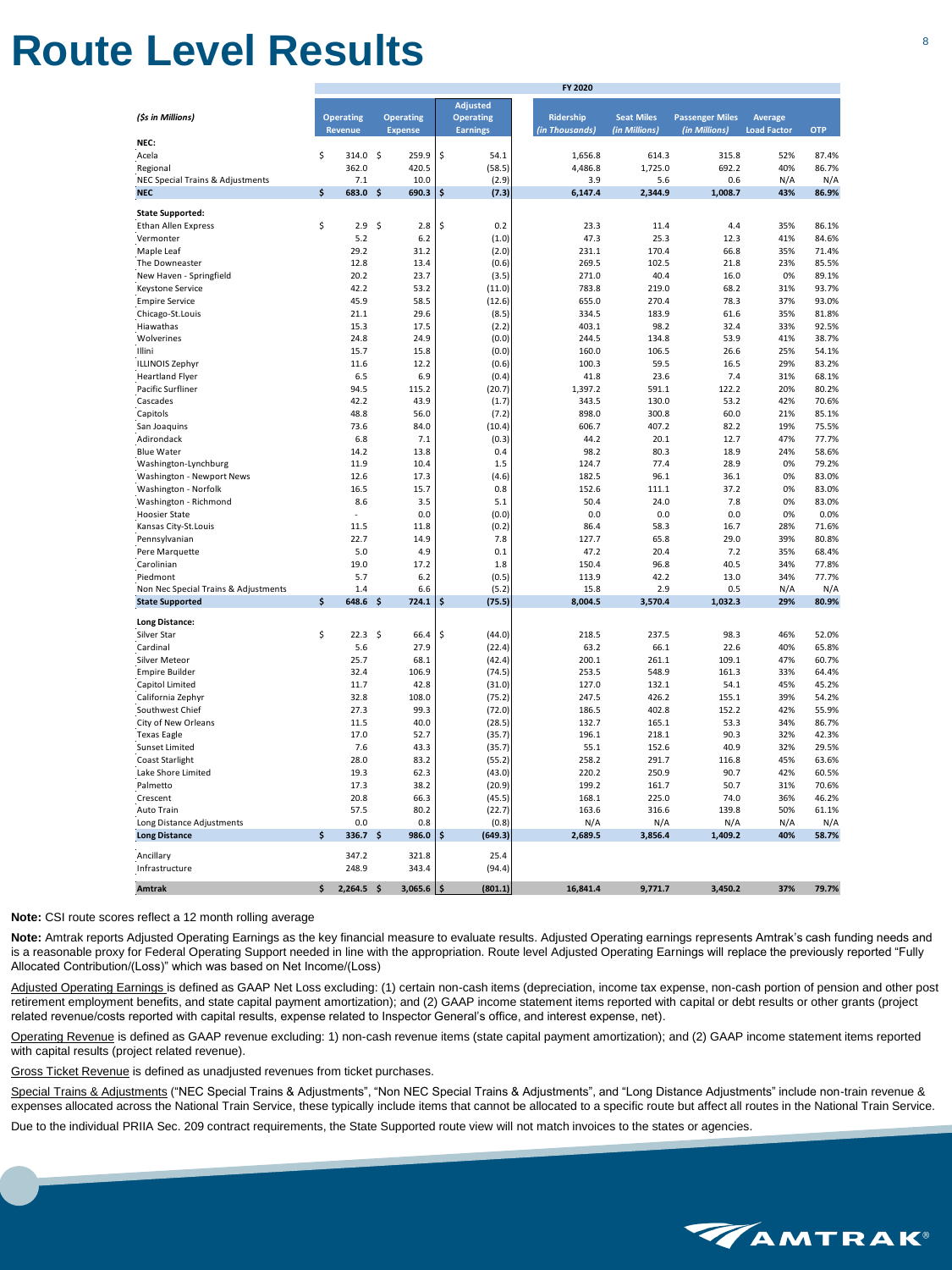# Route Level Results

| ($s in Millions) | Operating Revenue | Operating Expense | Adjusted Operating Earnings | Ridership (in Thousands) | Seat Miles (in Millions) | Passenger Miles (in Millions) | Average Load Factor | OTP |
|---|---|---|---|---|---|---|---|---|
| | FY 2020 | | | | | | | |
| **NEC:** | | | | | | | | |
| Acela | $ 314.0 | $ 259.9 | $ 54.1 | 1,656.8 | 614.3 | 315.8 | 52% | 87.4% |
| Regional | 362.0 | 420.5 | (58.5) | 4,486.8 | 1,725.0 | 692.2 | 40% | 86.7% |
| NEC Special Trains & Adjustments | 7.1 | 10.0 | (2.9) | 3.9 | 5.6 | 0.6 | N/A | N/A |
| **NEC** | **$ 683.0** | **$ 690.3** | **$ (7.3)** | **6,147.4** | **2,344.9** | **1,008.7** | **43%** | **86.9%** |
| **State Supported:** | | | | | | | | |
| Ethan Allen Express | $ 2.9 | $ 2.8 | $ 0.2 | 23.3 | 11.4 | 4.4 | 35% | 86.1% |
| Vermonter | 5.2 | 6.2 | (1.0) | 47.3 | 25.3 | 12.3 | 41% | 84.6% |
| Maple Leaf | 29.2 | 31.2 | (2.0) | 231.1 | 170.4 | 66.8 | 35% | 71.4% |
| The Downeaster | 12.8 | 13.4 | (0.6) | 269.5 | 102.5 | 21.8 | 23% | 85.5% |
| New Haven - Springfield | 20.2 | 23.7 | (3.5) | 271.0 | 40.4 | 16.0 | 0% | 89.1% |
| Keystone Service | 42.2 | 53.2 | (11.0) | 783.8 | 219.0 | 68.2 | 31% | 93.7% |
| Empire Service | 45.9 | 58.5 | (12.6) | 655.0 | 270.4 | 78.3 | 37% | 93.0% |
| Chicago-St.Louis | 21.1 | 29.6 | (8.5) | 334.5 | 183.9 | 61.6 | 35% | 81.8% |
| Hiawathas | 15.3 | 17.5 | (2.2) | 403.1 | 98.2 | 32.4 | 33% | 92.5% |
| Wolverines | 24.8 | 24.9 | (0.0) | 244.5 | 134.8 | 53.9 | 41% | 38.7% |
| Illini | 15.7 | 15.8 | (0.0) | 160.0 | 106.5 | 26.6 | 25% | 54.1% |
| ILLINOIS Zephyr | 11.6 | 12.2 | (0.6) | 100.3 | 59.5 | 16.5 | 29% | 83.2% |
| Heartland Flyer | 6.5 | 6.9 | (0.4) | 41.8 | 23.6 | 7.4 | 31% | 68.1% |
| Pacific Surfliner | 94.5 | 115.2 | (20.7) | 1,397.2 | 591.1 | 122.2 | 20% | 80.2% |
| Cascades | 42.2 | 43.9 | (1.7) | 343.5 | 130.0 | 53.2 | 42% | 70.6% |
| Capitols | 48.8 | 56.0 | (7.2) | 898.0 | 300.8 | 60.0 | 21% | 85.1% |
| San Joaquins | 73.6 | 84.0 | (10.4) | 606.7 | 407.2 | 82.2 | 19% | 75.5% |
| Adirondack | 6.8 | 7.1 | (0.3) | 44.2 | 20.1 | 12.7 | 47% | 77.7% |
| Blue Water | 14.2 | 13.8 | 0.4 | 98.2 | 80.3 | 18.9 | 24% | 58.6% |
| Washington-Lynchburg | 11.9 | 10.4 | 1.5 | 124.7 | 77.4 | 28.9 | 0% | 79.2% |
| Washington - Newport News | 12.6 | 17.3 | (4.6) | 182.5 | 96.1 | 36.1 | 0% | 83.0% |
| Washington - Norfolk | 16.5 | 15.7 | 0.8 | 152.6 | 111.1 | 37.2 | 0% | 83.0% |
| Washington - Richmond | 8.6 | 3.5 | 5.1 | 50.4 | 24.0 | 7.8 | 0% | 83.0% |
| Hoosier State | - | 0.0 | (0.0) | 0.0 | 0.0 | 0.0 | 0% | 0.0% |
| Kansas City-St.Louis | 11.5 | 11.8 | (0.2) | 86.4 | 58.3 | 16.7 | 28% | 71.6% |
| Pennsylvanian | 22.7 | 14.9 | 7.8 | 127.7 | 65.8 | 29.0 | 39% | 80.8% |
| Pere Marquette | 5.0 | 4.9 | 0.1 | 47.2 | 20.4 | 7.2 | 35% | 68.4% |
| Carolinian | 19.0 | 17.2 | 1.8 | 150.4 | 96.8 | 40.5 | 34% | 77.8% |
| Piedmont | 5.7 | 6.2 | (0.5) | 113.9 | 42.2 | 13.0 | 34% | 77.7% |
| Non Nec Special Trains & Adjustments | 1.4 | 6.6 | (5.2) | 15.8 | 2.9 | 0.5 | N/A | N/A |
| **State Supported** | **$ 648.6** | **$ 724.1** | **$ (75.5)** | **8,004.5** | **3,570.4** | **1,032.3** | **29%** | **80.9%** |
| **Long Distance:** | | | | | | | | |
| Silver Star | $ 22.3 | $ 66.4 | $ (44.0) | 218.5 | 237.5 | 98.3 | 46% | 52.0% |
| Cardinal | 5.6 | 27.9 | (22.4) | 63.2 | 66.1 | 22.6 | 40% | 65.8% |
| Silver Meteor | 25.7 | 68.1 | (42.4) | 200.1 | 261.1 | 109.1 | 47% | 60.7% |
| Empire Builder | 32.4 | 106.9 | (74.5) | 253.5 | 548.9 | 161.3 | 33% | 64.4% |
| Capitol Limited | 11.7 | 42.8 | (31.0) | 127.0 | 132.1 | 54.1 | 45% | 45.2% |
| California Zephyr | 32.8 | 108.0 | (75.2) | 247.5 | 426.2 | 155.1 | 39% | 54.2% |
| Southwest Chief | 27.3 | 99.3 | (72.0) | 186.5 | 402.8 | 152.2 | 42% | 55.9% |
| City of New Orleans | 11.5 | 40.0 | (28.5) | 132.7 | 165.1 | 53.3 | 34% | 86.7% |
| Texas Eagle | 17.0 | 52.7 | (35.7) | 196.1 | 218.1 | 90.3 | 32% | 42.3% |
| Sunset Limited | 7.6 | 43.3 | (35.7) | 55.1 | 152.6 | 40.9 | 32% | 29.5% |
| Coast Starlight | 28.0 | 83.2 | (55.2) | 258.2 | 291.7 | 116.8 | 45% | 63.6% |
| Lake Shore Limited | 19.3 | 62.3 | (43.0) | 220.2 | 250.9 | 90.7 | 42% | 60.5% |
| Palmetto | 17.3 | 38.2 | (20.9) | 199.2 | 161.7 | 50.7 | 31% | 70.6% |
| Crescent | 20.8 | 66.3 | (45.5) | 168.1 | 225.0 | 74.0 | 36% | 46.2% |
| Auto Train | 57.5 | 80.2 | (22.7) | 163.6 | 316.6 | 139.8 | 50% | 61.1% |
| Long Distance Adjustments | 0.0 | 0.8 | (0.8) | N/A | N/A | N/A | N/A | N/A |
| **Long Distance** | **$ 336.7** | **$ 986.0** | **$ (649.3)** | **2,689.5** | **3,856.4** | **1,409.2** | **40%** | **58.7%** |
| Ancillary | 347.2 | 321.8 | 25.4 | | | | | |
| Infrastructure | 248.9 | 343.4 | (94.4) | | | | | |
| **Amtrak** | **$ 2,264.5** | **$ 3,065.6** | **$ (801.1)** | **16,841.4** | **9,771.7** | **3,450.2** | **37%** | **79.7%** |

**Note:** CSI route scores reflect a 12 month rolling average

**Note:** Amtrak reports Adjusted Operating Earnings as the key financial measure to evaluate results. Adjusted Operating earnings represents Amtrak's cash funding needs and is a reasonable proxy for Federal Operating Support needed in line with the appropriation. Route level Adjusted Operating Earnings will replace the previously reported "Fully Allocated Contribution/(Loss)" which was based on Net Income/(Loss)

Adjusted Operating Earnings is defined as GAAP Net Loss excluding: (1) certain non-cash items (depreciation, income tax expense, non-cash portion of pension and other post retirement employment benefits, and state capital payment amortization); and (2) GAAP income statement items reported with capital or debt results or other grants (project related revenue/costs reported with capital results, expense related to Inspector General's office, and interest expense, net).

Operating Revenue is defined as GAAP revenue excluding: 1) non-cash revenue items (state capital payment amortization); and (2) GAAP income statement items reported with capital results (project related revenue).

Gross Ticket Revenue is defined as unadjusted revenues from ticket purchases.

Special Trains & Adjustments ("NEC Special Trains & Adjustments", "Non NEC Special Trains & Adjustments", and "Long Distance Adjustments" include non-train revenue & expenses allocated across the National Train Service, these typically include items that cannot be allocated to a specific route but affect all routes in the National Train Service.

Due to the individual PRIIA Sec. 209 contract requirements, the State Supported route view will not match invoices to the states or agencies.